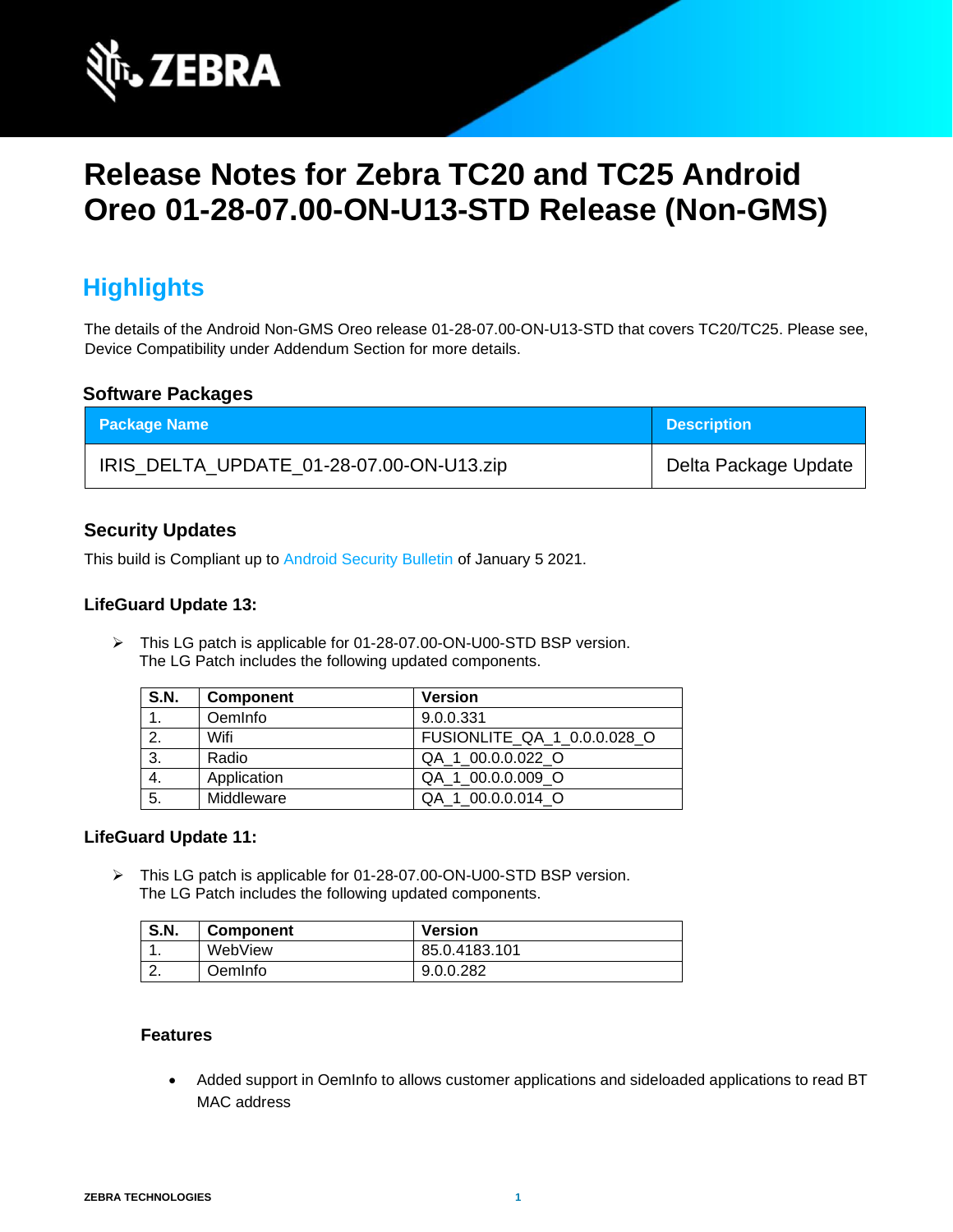# Release Notes for Zebra TC20 and TC25 Android Oreo 01-28-07.00-ON-U13-STD Release (Non-GMS)

## Highlights

The details of the Android Non-GMS Oreo release 01-28-07.00-ON-U13-STD that covers TC20/TC25. Please see, Device Compatibility under Addendum Section for more details.

### Software Packages

| Package Name | Description |
|---|---|
| IRIS_DELTA_UPDATE_01-28-07.00-ON-U13.zip | Delta Package Update |

### Security Updates

This build is Compliant up to Android Security Bulletin of January 5 2021.

### LifeGuard Update 13:

- This LG patch is applicable for 01-28-07.00-ON-U00-STD BSP version.
  The LG Patch includes the following updated components.

| S.N. | Component | Version |
|---|---|---|
| 1. | OemInfo | 9.0.0.331 |
| 2. | Wifi | FUSIONLITE_QA_1_0.0.0.028_O |
| 3. | Radio | QA_1_00.0.0.022_O |
| 4. | Application | QA_1_00.0.0.009_O |
| 5. | Middleware | QA_1_00.0.0.014_O |

### LifeGuard Update 11:

- This LG patch is applicable for 01-28-07.00-ON-U00-STD BSP version.
  The LG Patch includes the following updated components.

| S.N. | Component | Version |
|---|---|---|
| 1. | WebView | 85.0.4183.101 |
| 2. | OemInfo | 9.0.0.282 |

#### Features

- Added support in OemInfo to allows customer applications and sideloaded applications to read BT MAC address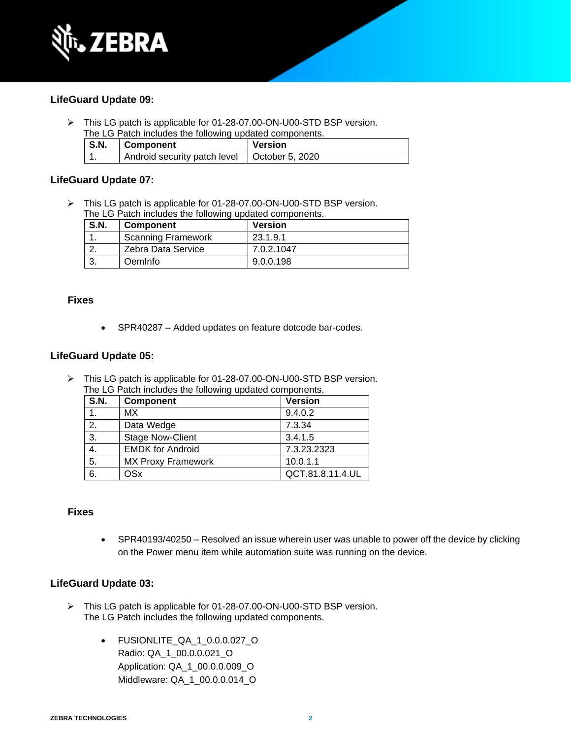### LifeGuard Update 09:

- This LG patch is applicable for 01-28-07.00-ON-U00-STD BSP version.
  The LG Patch includes the following updated components.

| S.N. | Component | Version |
|---|---|---|
| 1. | Android security patch level | October 5, 2020 |

### LifeGuard Update 07:

- This LG patch is applicable for 01-28-07.00-ON-U00-STD BSP version.
  The LG Patch includes the following updated components.

| S.N. | Component | Version |
|---|---|---|
| 1. | Scanning Framework | 23.1.9.1 |
| 2. | Zebra Data Service | 7.0.2.1047 |
| 3. | OemInfo | 9.0.0.198 |

#### Fixes

- SPR40287 – Added updates on feature dotcode bar-codes.

### LifeGuard Update 05:

- This LG patch is applicable for 01-28-07.00-ON-U00-STD BSP version.
  The LG Patch includes the following updated components.

| S.N. | Component | Version |
|---|---|---|
| 1. | MX | 9.4.0.2 |
| 2. | Data Wedge | 7.3.34 |
| 3. | Stage Now-Client | 3.4.1.5 |
| 4. | EMDK for Android | 7.3.23.2323 |
| 5. | MX Proxy Framework | 10.0.1.1 |
| 6. | OSx | QCT.81.8.11.4.UL |

#### Fixes

- SPR40193/40250 – Resolved an issue wherein user was unable to power off the device by clicking on the Power menu item while automation suite was running on the device.

### LifeGuard Update 03:

- This LG patch is applicable for 01-28-07.00-ON-U00-STD BSP version.
  The LG Patch includes the following updated components.

  - FUSIONLITE_QA_1_0.0.0.027_O
    Radio: QA_1_00.0.0.021_O
    Application: QA_1_00.0.0.009_O
    Middleware: QA_1_00.0.0.014_O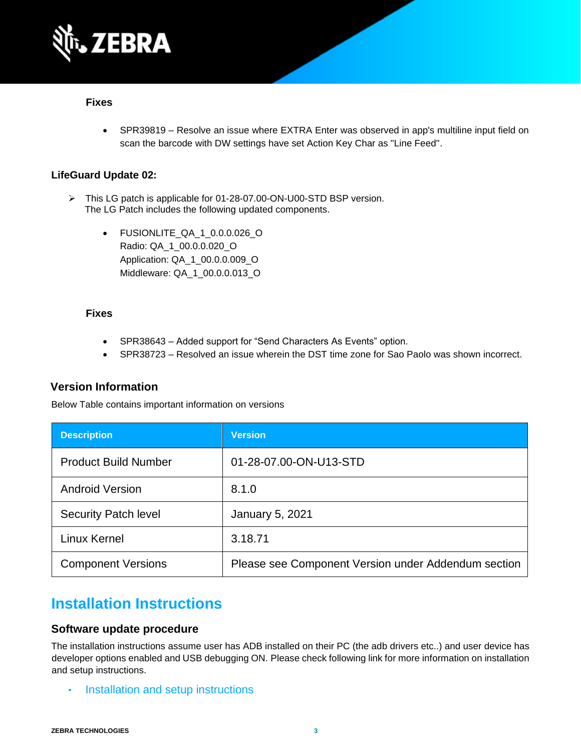### Fixes

- SPR39819 – Resolve an issue where EXTRA Enter was observed in app's multiline input field on scan the barcode with DW settings have set Action Key Char as "Line Feed".

### LifeGuard Update 02:

- This LG patch is applicable for 01-28-07.00-ON-U00-STD BSP version.
  The LG Patch includes the following updated components.

  - FUSIONLITE_QA_1_0.0.0.026_O
    Radio: QA_1_00.0.0.020_O
    Application: QA_1_00.0.0.009_O
    Middleware: QA_1_00.0.0.013_O

### Fixes

- SPR38643 – Added support for "Send Characters As Events" option.
- SPR38723 – Resolved an issue wherein the DST time zone for Sao Paolo was shown incorrect.

### Version Information

Below Table contains important information on versions

| Description | Version |
| --- | --- |
| Product Build Number | 01-28-07.00-ON-U13-STD |
| Android Version | 8.1.0 |
| Security Patch level | January 5, 2021 |
| Linux Kernel | 3.18.71 |
| Component Versions | Please see Component Version under Addendum section |

## Installation Instructions

### Software update procedure

The installation instructions assume user has ADB installed on their PC (the adb drivers etc..) and user device has developer options enabled and USB debugging ON. Please check following link for more information on installation and setup instructions.

- Installation and setup instructions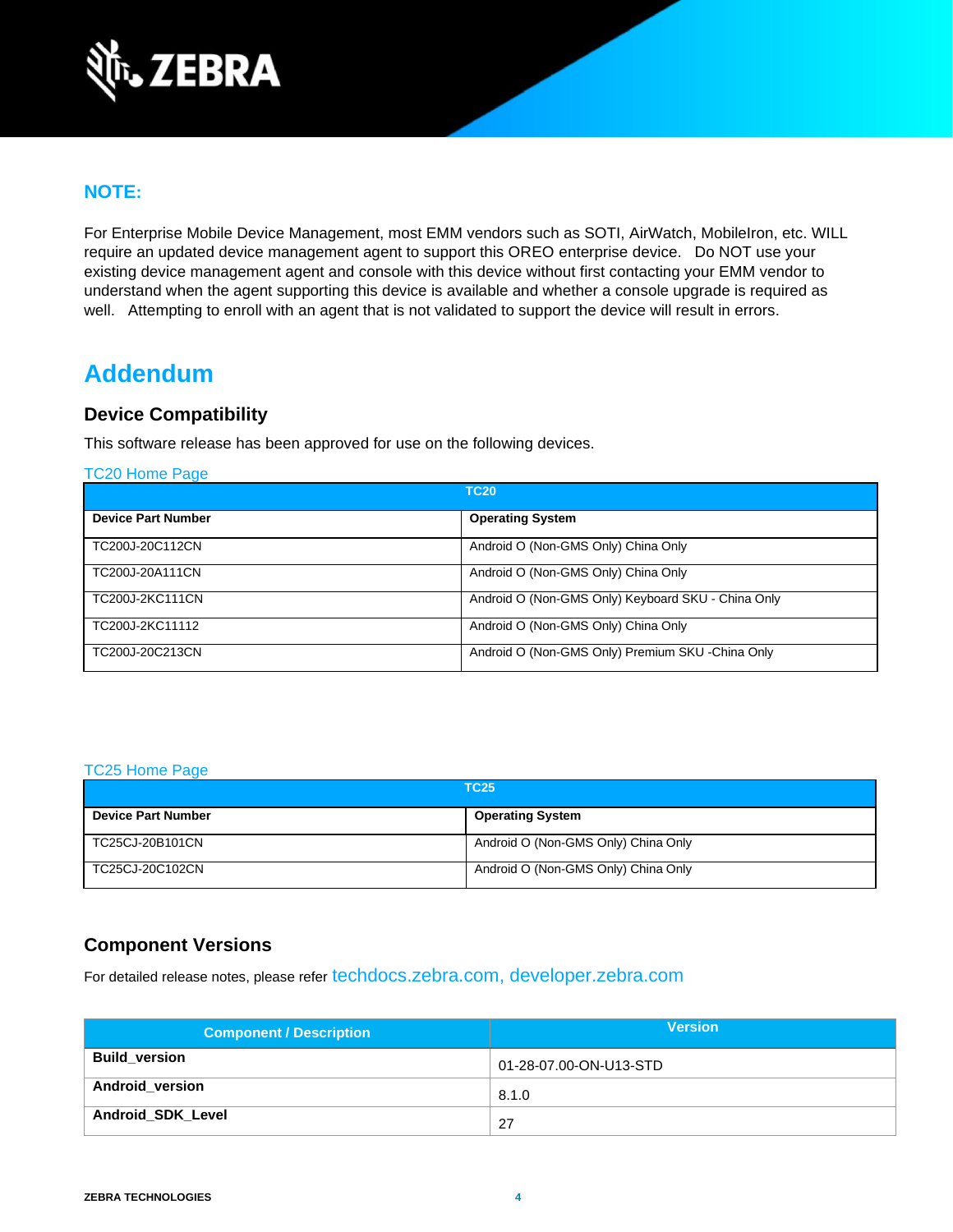## NOTE:

For Enterprise Mobile Device Management, most EMM vendors such as SOTI, AirWatch, MobileIron, etc. WILL require an updated device management agent to support this OREO enterprise device. Do NOT use your existing device management agent and console with this device without first contacting your EMM vendor to understand when the agent supporting this device is available and whether a console upgrade is required as well. Attempting to enroll with an agent that is not validated to support the device will result in errors.

# Addendum

### Device Compatibility

This software release has been approved for use on the following devices.

TC20 Home Page

| TC20 | |
|---|---|
| **Device Part Number** | **Operating System** |
| TC200J-20C112CN | Android O (Non-GMS Only) China Only |
| TC200J-20A111CN | Android O (Non-GMS Only) China Only |
| TC200J-2KC111CN | Android O (Non-GMS Only) Keyboard SKU - China Only |
| TC200J-2KC11112 | Android O (Non-GMS Only) China Only |
| TC200J-20C213CN | Android O (Non-GMS Only) Premium SKU -China Only |

TC25 Home Page

| TC25 | |
|---|---|
| **Device Part Number** | **Operating System** |
| TC25CJ-20B101CN | Android O (Non-GMS Only) China Only |
| TC25CJ-20C102CN | Android O (Non-GMS Only) China Only |

### Component Versions

For detailed release notes, please refer techdocs.zebra.com, developer.zebra.com

| Component / Description | Version |
|---|---|
| **Build_version** | 01-28-07.00-ON-U13-STD |
| **Android_version** | 8.1.0 |
| **Android_SDK_Level** | 27 |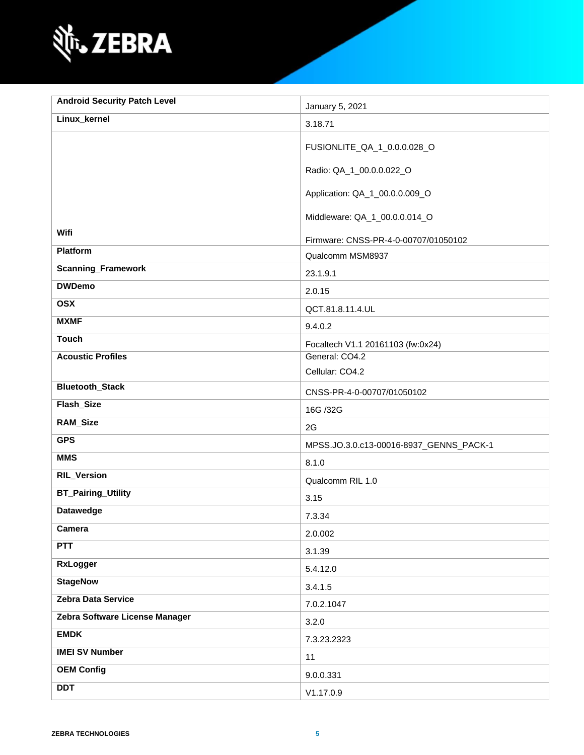| Android Security Patch Level | January 5, 2021 |
|---|---|
| Linux_kernel | 3.18.71 |
| Wifi | FUSIONLITE_QA_1_0.0.0.028_O<br><br>Radio: QA_1_00.0.0.022_O<br><br>Application: QA_1_00.0.0.009_O<br><br>Middleware: QA_1_00.0.0.014_O<br><br>Firmware: CNSS-PR-4-0-00707/01050102 |
| Platform | Qualcomm MSM8937 |
| Scanning_Framework | 23.1.9.1 |
| DWDemo | 2.0.15 |
| OSX | QCT.81.8.11.4.UL |
| MXMF | 9.4.0.2 |
| Touch | Focaltech V1.1 20161103 (fw:0x24) |
| Acoustic Profiles | General: CO4.2<br><br>Cellular: CO4.2 |
| Bluetooth_Stack | CNSS-PR-4-0-00707/01050102 |
| Flash_Size | 16G /32G |
| RAM_Size | 2G |
| GPS | MPSS.JO.3.0.c13-00016-8937_GENNS_PACK-1 |
| MMS | 8.1.0 |
| RIL_Version | Qualcomm RIL 1.0 |
| BT_Pairing_Utility | 3.15 |
| Datawedge | 7.3.34 |
| Camera | 2.0.002 |
| PTT | 3.1.39 |
| RxLogger | 5.4.12.0 |
| StageNow | 3.4.1.5 |
| Zebra Data Service | 7.0.2.1047 |
| Zebra Software License Manager | 3.2.0 |
| EMDK | 7.3.23.2323 |
| IMEI SV Number | 11 |
| OEM Config | 9.0.0.331 |
| DDT | V1.17.0.9 |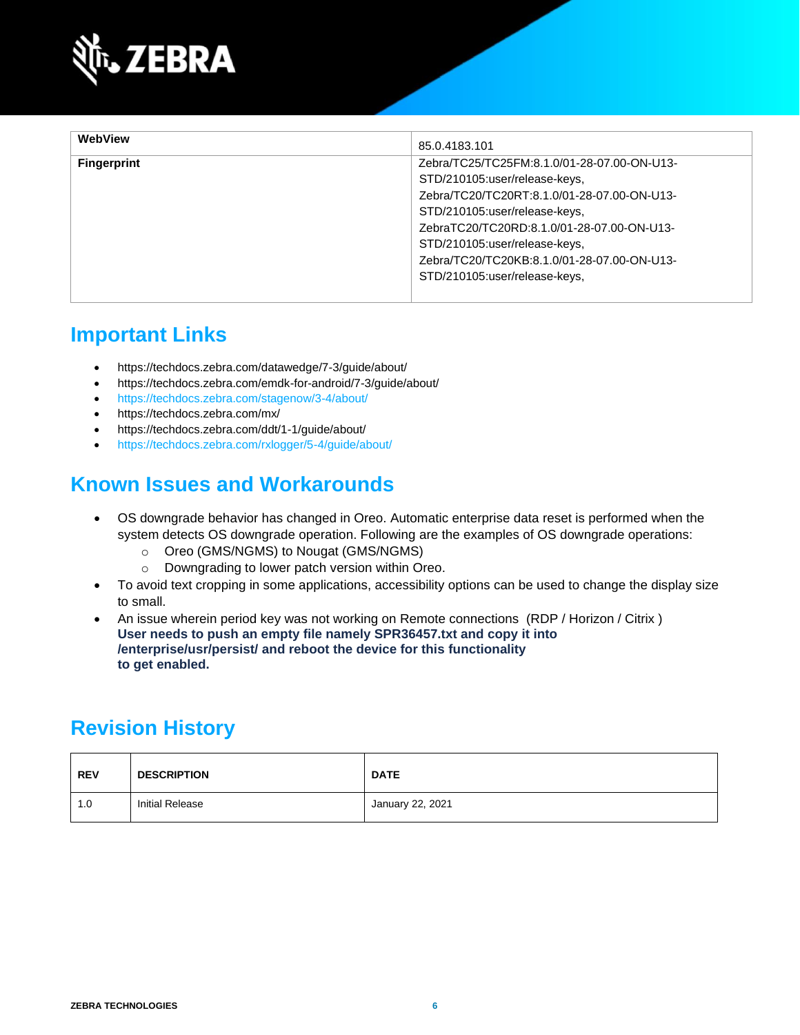| | |
|---|---|
| **WebView** | 85.0.4183.101 |
| **Fingerprint** | Zebra/TC25/TC25FM:8.1.0/01-28-07.00-ON-U13-STD/210105:user/release-keys, Zebra/TC20/TC20RT:8.1.0/01-28-07.00-ON-U13-STD/210105:user/release-keys, ZebraTC20/TC20RD:8.1.0/01-28-07.00-ON-U13-STD/210105:user/release-keys, Zebra/TC20/TC20KB:8.1.0/01-28-07.00-ON-U13-STD/210105:user/release-keys, |

## Important Links

- https://techdocs.zebra.com/datawedge/7-3/guide/about/
- https://techdocs.zebra.com/emdk-for-android/7-3/guide/about/
- https://techdocs.zebra.com/stagenow/3-4/about/
- https://techdocs.zebra.com/mx/
- https://techdocs.zebra.com/ddt/1-1/guide/about/
- https://techdocs.zebra.com/rxlogger/5-4/guide/about/

## Known Issues and Workarounds

- OS downgrade behavior has changed in Oreo. Automatic enterprise data reset is performed when the system detects OS downgrade operation. Following are the examples of OS downgrade operations:
  - Oreo (GMS/NGMS) to Nougat (GMS/NGMS)
  - Downgrading to lower patch version within Oreo.
- To avoid text cropping in some applications, accessibility options can be used to change the display size to small.
- An issue wherein period key was not working on Remote connections (RDP / Horizon / Citrix )
  **User needs to push an empty file namely SPR36457.txt and copy it into /enterprise/usr/persist/ and reboot the device for this functionality to get enabled.**

## Revision History

| REV | DESCRIPTION | DATE |
|---|---|---|
| 1.0 | Initial Release | January 22, 2021 |